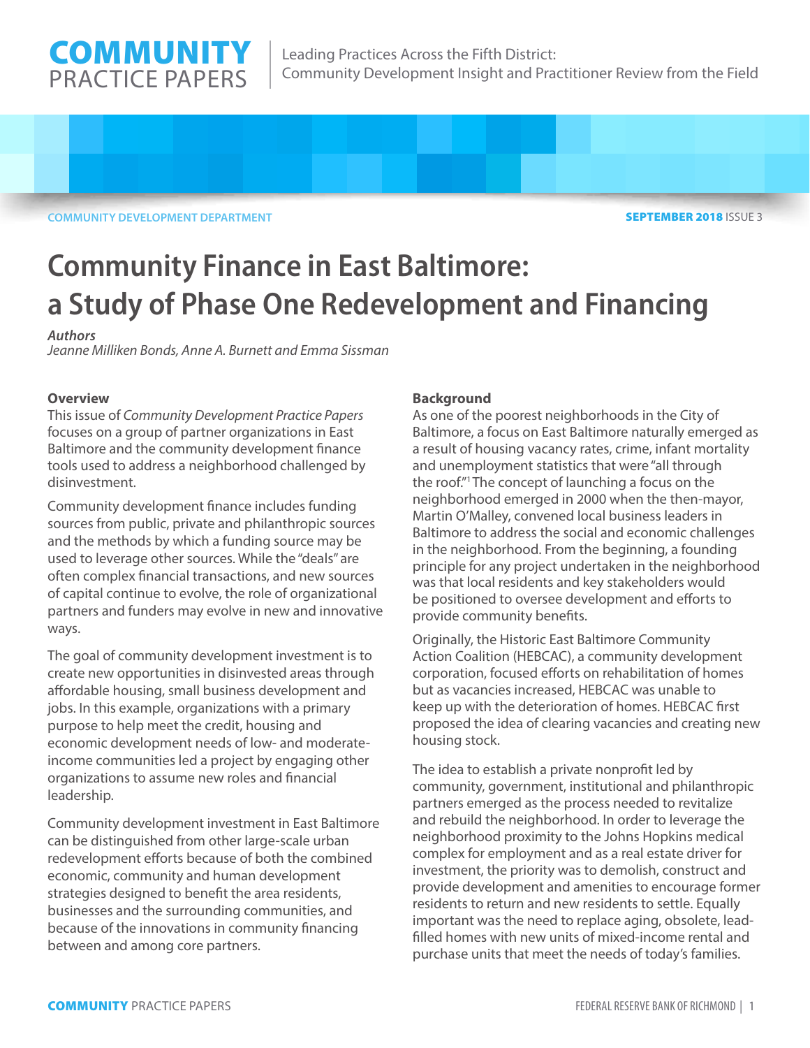**COMMUNITY** PRACTICE PAPERS

Leading Practices Across the Fifth District: Community Development Insight and Practitioner Review from the Field

COMMUNITY DEVELOPMENT DEPARTMENT

**SEPTEMBER 2018** ISSUE 3

# Community Finance in East Baltimore: a Study of Phase One Redevelopment and Financing

*Authors*
*Jeanne Milliken Bonds, Anne A. Burnett and Emma Sissman*

## Overview

This issue of *Community Development Practice Papers* focuses on a group of partner organizations in East Baltimore and the community development finance tools used to address a neighborhood challenged by disinvestment.

Community development finance includes funding sources from public, private and philanthropic sources and the methods by which a funding source may be used to leverage other sources. While the "deals" are often complex financial transactions, and new sources of capital continue to evolve, the role of organizational partners and funders may evolve in new and innovative ways.

The goal of community development investment is to create new opportunities in disinvested areas through affordable housing, small business development and jobs. In this example, organizations with a primary purpose to help meet the credit, housing and economic development needs of low- and moderate-income communities led a project by engaging other organizations to assume new roles and financial leadership.

Community development investment in East Baltimore can be distinguished from other large-scale urban redevelopment efforts because of both the combined economic, community and human development strategies designed to benefit the area residents, businesses and the surrounding communities, and because of the innovations in community financing between and among core partners.

## Background

As one of the poorest neighborhoods in the City of Baltimore, a focus on East Baltimore naturally emerged as a result of housing vacancy rates, crime, infant mortality and unemployment statistics that were "all through the roof."[1] The concept of launching a focus on the neighborhood emerged in 2000 when the then-mayor, Martin O'Malley, convened local business leaders in Baltimore to address the social and economic challenges in the neighborhood. From the beginning, a founding principle for any project undertaken in the neighborhood was that local residents and key stakeholders would be positioned to oversee development and efforts to provide community benefits.

Originally, the Historic East Baltimore Community Action Coalition (HEBCAC), a community development corporation, focused efforts on rehabilitation of homes but as vacancies increased, HEBCAC was unable to keep up with the deterioration of homes. HEBCAC first proposed the idea of clearing vacancies and creating new housing stock.

The idea to establish a private nonprofit led by community, government, institutional and philanthropic partners emerged as the process needed to revitalize and rebuild the neighborhood. In order to leverage the neighborhood proximity to the Johns Hopkins medical complex for employment and as a real estate driver for investment, the priority was to demolish, construct and provide development and amenities to encourage former residents to return and new residents to settle. Equally important was the need to replace aging, obsolete, lead-filled homes with new units of mixed-income rental and purchase units that meet the needs of today's families.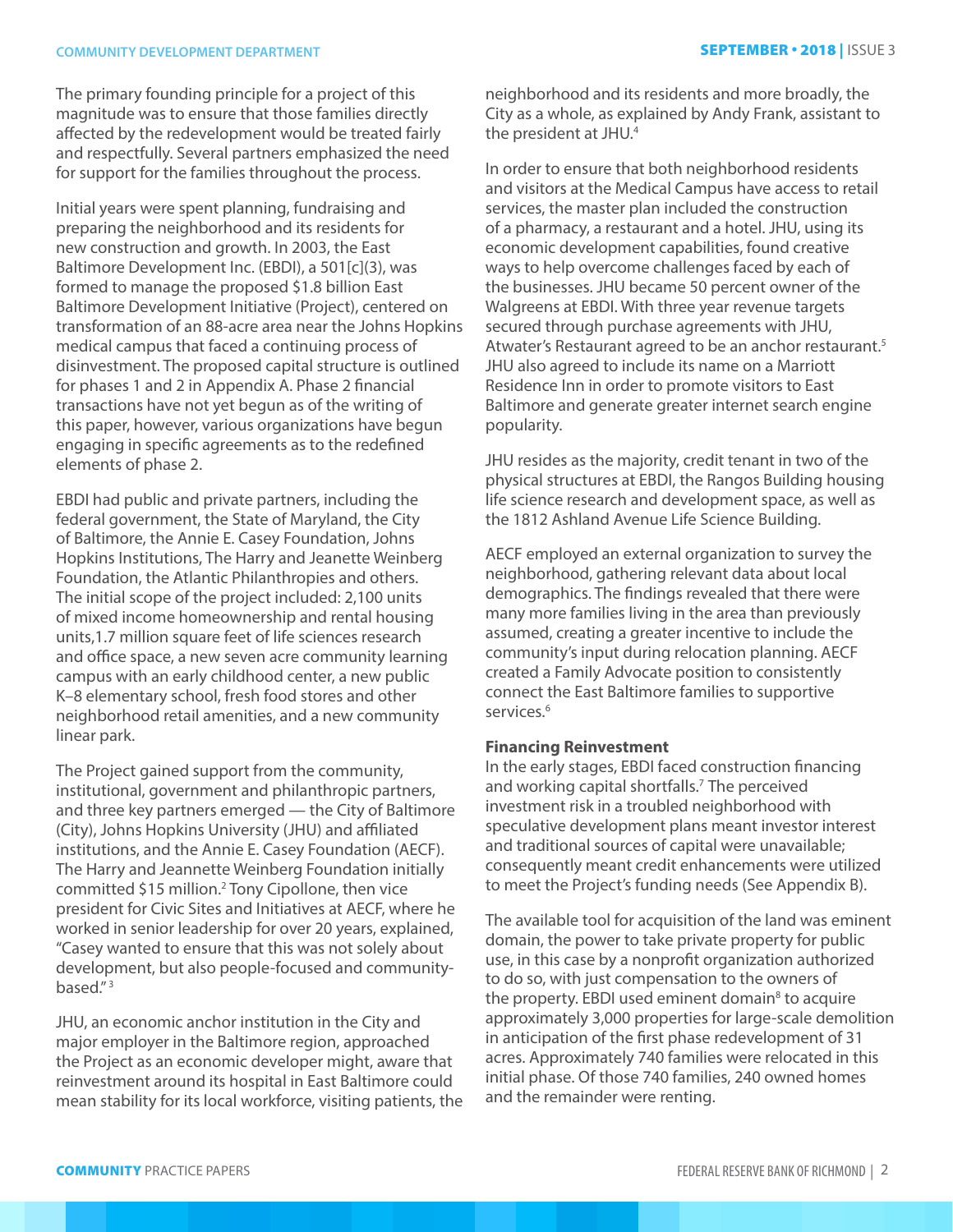The primary founding principle for a project of this magnitude was to ensure that those families directly affected by the redevelopment would be treated fairly and respectfully. Several partners emphasized the need for support for the families throughout the process.

Initial years were spent planning, fundraising and preparing the neighborhood and its residents for new construction and growth. In 2003, the East Baltimore Development Inc. (EBDI), a 501[c](3), was formed to manage the proposed $1.8 billion East Baltimore Development Initiative (Project), centered on transformation of an 88-acre area near the Johns Hopkins medical campus that faced a continuing process of disinvestment. The proposed capital structure is outlined for phases 1 and 2 in Appendix A. Phase 2 financial transactions have not yet begun as of the writing of this paper, however, various organizations have begun engaging in specific agreements as to the redefined elements of phase 2.

EBDI had public and private partners, including the federal government, the State of Maryland, the City of Baltimore, the Annie E. Casey Foundation, Johns Hopkins Institutions, The Harry and Jeanette Weinberg Foundation, the Atlantic Philanthropies and others. The initial scope of the project included: 2,100 units of mixed income homeownership and rental housing units,1.7 million square feet of life sciences research and office space, a new seven acre community learning campus with an early childhood center, a new public K–8 elementary school, fresh food stores and other neighborhood retail amenities, and a new community linear park.

The Project gained support from the community, institutional, government and philanthropic partners, and three key partners emerged — the City of Baltimore (City), Johns Hopkins University (JHU) and affiliated institutions, and the Annie E. Casey Foundation (AECF). The Harry and Jeannette Weinberg Foundation initially committed $15 million.[2] Tony Cipollone, then vice president for Civic Sites and Initiatives at AECF, where he worked in senior leadership for over 20 years, explained, "Casey wanted to ensure that this was not solely about development, but also people-focused and community-based."[3]

JHU, an economic anchor institution in the City and major employer in the Baltimore region, approached the Project as an economic developer might, aware that reinvestment around its hospital in East Baltimore could mean stability for its local workforce, visiting patients, the neighborhood and its residents and more broadly, the City as a whole, as explained by Andy Frank, assistant to the president at JHU.[4]

In order to ensure that both neighborhood residents and visitors at the Medical Campus have access to retail services, the master plan included the construction of a pharmacy, a restaurant and a hotel. JHU, using its economic development capabilities, found creative ways to help overcome challenges faced by each of the businesses. JHU became 50 percent owner of the Walgreens at EBDI. With three year revenue targets secured through purchase agreements with JHU, Atwater's Restaurant agreed to be an anchor restaurant.[5] JHU also agreed to include its name on a Marriott Residence Inn in order to promote visitors to East Baltimore and generate greater internet search engine popularity.

JHU resides as the majority, credit tenant in two of the physical structures at EBDI, the Rangos Building housing life science research and development space, as well as the 1812 Ashland Avenue Life Science Building.

AECF employed an external organization to survey the neighborhood, gathering relevant data about local demographics. The findings revealed that there were many more families living in the area than previously assumed, creating a greater incentive to include the community's input during relocation planning. AECF created a Family Advocate position to consistently connect the East Baltimore families to supportive services.[6]

**Financing Reinvestment**

In the early stages, EBDI faced construction financing and working capital shortfalls.[7] The perceived investment risk in a troubled neighborhood with speculative development plans meant investor interest and traditional sources of capital were unavailable; consequently meant credit enhancements were utilized to meet the Project's funding needs (See Appendix B).

The available tool for acquisition of the land was eminent domain, the power to take private property for public use, in this case by a nonprofit organization authorized to do so, with just compensation to the owners of the property. EBDI used eminent domain[8] to acquire approximately 3,000 properties for large-scale demolition in anticipation of the first phase redevelopment of 31 acres. Approximately 740 families were relocated in this initial phase. Of those 740 families, 240 owned homes and the remainder were renting.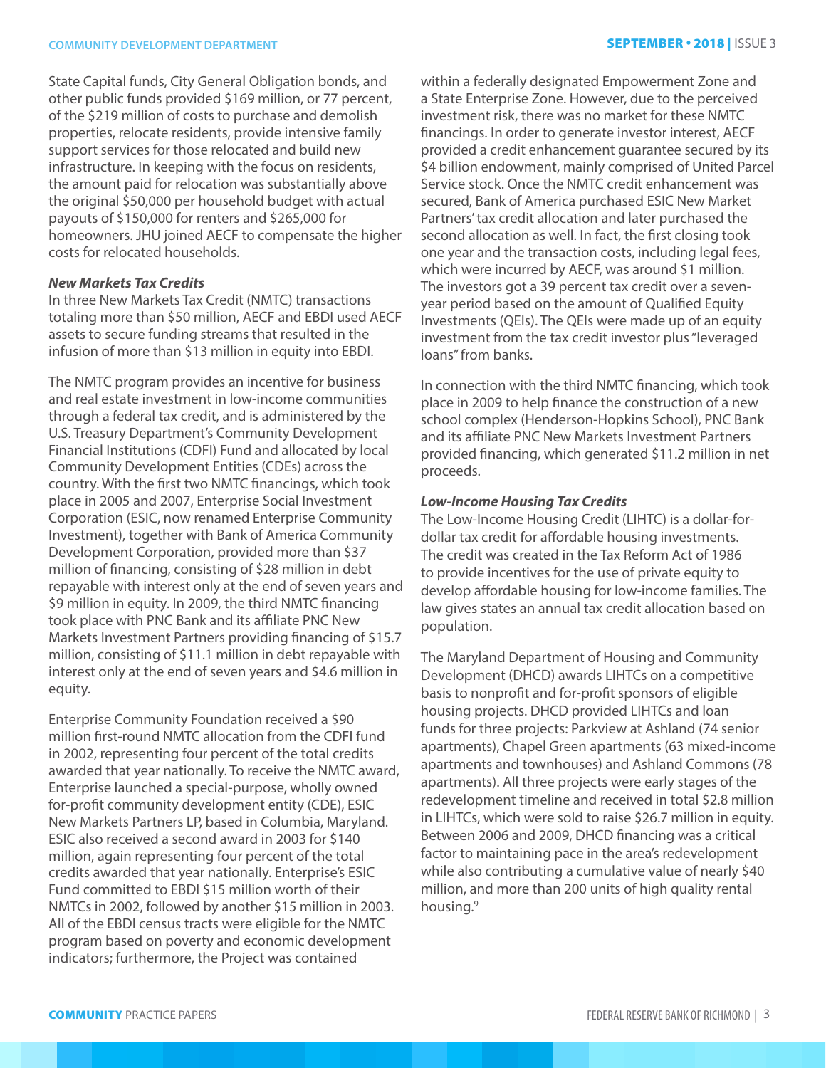State Capital funds, City General Obligation bonds, and other public funds provided $169 million, or 77 percent, of the $219 million of costs to purchase and demolish properties, relocate residents, provide intensive family support services for those relocated and build new infrastructure. In keeping with the focus on residents, the amount paid for relocation was substantially above the original $50,000 per household budget with actual payouts of $150,000 for renters and $265,000 for homeowners. JHU joined AECF to compensate the higher costs for relocated households.

### *New Markets Tax Credits*

In three New Markets Tax Credit (NMTC) transactions totaling more than $50 million, AECF and EBDI used AECF assets to secure funding streams that resulted in the infusion of more than $13 million in equity into EBDI.

The NMTC program provides an incentive for business and real estate investment in low-income communities through a federal tax credit, and is administered by the U.S. Treasury Department's Community Development Financial Institutions (CDFI) Fund and allocated by local Community Development Entities (CDEs) across the country. With the first two NMTC financings, which took place in 2005 and 2007, Enterprise Social Investment Corporation (ESIC, now renamed Enterprise Community Investment), together with Bank of America Community Development Corporation, provided more than $37 million of financing, consisting of $28 million in debt repayable with interest only at the end of seven years and $9 million in equity. In 2009, the third NMTC financing took place with PNC Bank and its affiliate PNC New Markets Investment Partners providing financing of $15.7 million, consisting of $11.1 million in debt repayable with interest only at the end of seven years and $4.6 million in equity.

Enterprise Community Foundation received a $90 million first-round NMTC allocation from the CDFI fund in 2002, representing four percent of the total credits awarded that year nationally. To receive the NMTC award, Enterprise launched a special-purpose, wholly owned for-profit community development entity (CDE), ESIC New Markets Partners LP, based in Columbia, Maryland. ESIC also received a second award in 2003 for $140 million, again representing four percent of the total credits awarded that year nationally. Enterprise's ESIC Fund committed to EBDI $15 million worth of their NMTCs in 2002, followed by another $15 million in 2003. All of the EBDI census tracts were eligible for the NMTC program based on poverty and economic development indicators; furthermore, the Project was contained within a federally designated Empowerment Zone and a State Enterprise Zone. However, due to the perceived investment risk, there was no market for these NMTC financings. In order to generate investor interest, AECF provided a credit enhancement guarantee secured by its $4 billion endowment, mainly comprised of United Parcel Service stock. Once the NMTC credit enhancement was secured, Bank of America purchased ESIC New Market Partners' tax credit allocation and later purchased the second allocation as well. In fact, the first closing took one year and the transaction costs, including legal fees, which were incurred by AECF, was around $1 million. The investors got a 39 percent tax credit over a seven-year period based on the amount of Qualified Equity Investments (QEIs). The QEIs were made up of an equity investment from the tax credit investor plus "leveraged loans" from banks.

In connection with the third NMTC financing, which took place in 2009 to help finance the construction of a new school complex (Henderson-Hopkins School), PNC Bank and its affiliate PNC New Markets Investment Partners provided financing, which generated $11.2 million in net proceeds.

### *Low-Income Housing Tax Credits*

The Low-Income Housing Credit (LIHTC) is a dollar-for-dollar tax credit for affordable housing investments. The credit was created in the Tax Reform Act of 1986 to provide incentives for the use of private equity to develop affordable housing for low-income families. The law gives states an annual tax credit allocation based on population.

The Maryland Department of Housing and Community Development (DHCD) awards LIHTCs on a competitive basis to nonprofit and for-profit sponsors of eligible housing projects. DHCD provided LIHTCs and loan funds for three projects: Parkview at Ashland (74 senior apartments), Chapel Green apartments (63 mixed-income apartments and townhouses) and Ashland Commons (78 apartments). All three projects were early stages of the redevelopment timeline and received in total $2.8 million in LIHTCs, which were sold to raise $26.7 million in equity. Between 2006 and 2009, DHCD financing was a critical factor to maintaining pace in the area's redevelopment while also contributing a cumulative value of nearly $40 million, and more than 200 units of high quality rental housing.[9]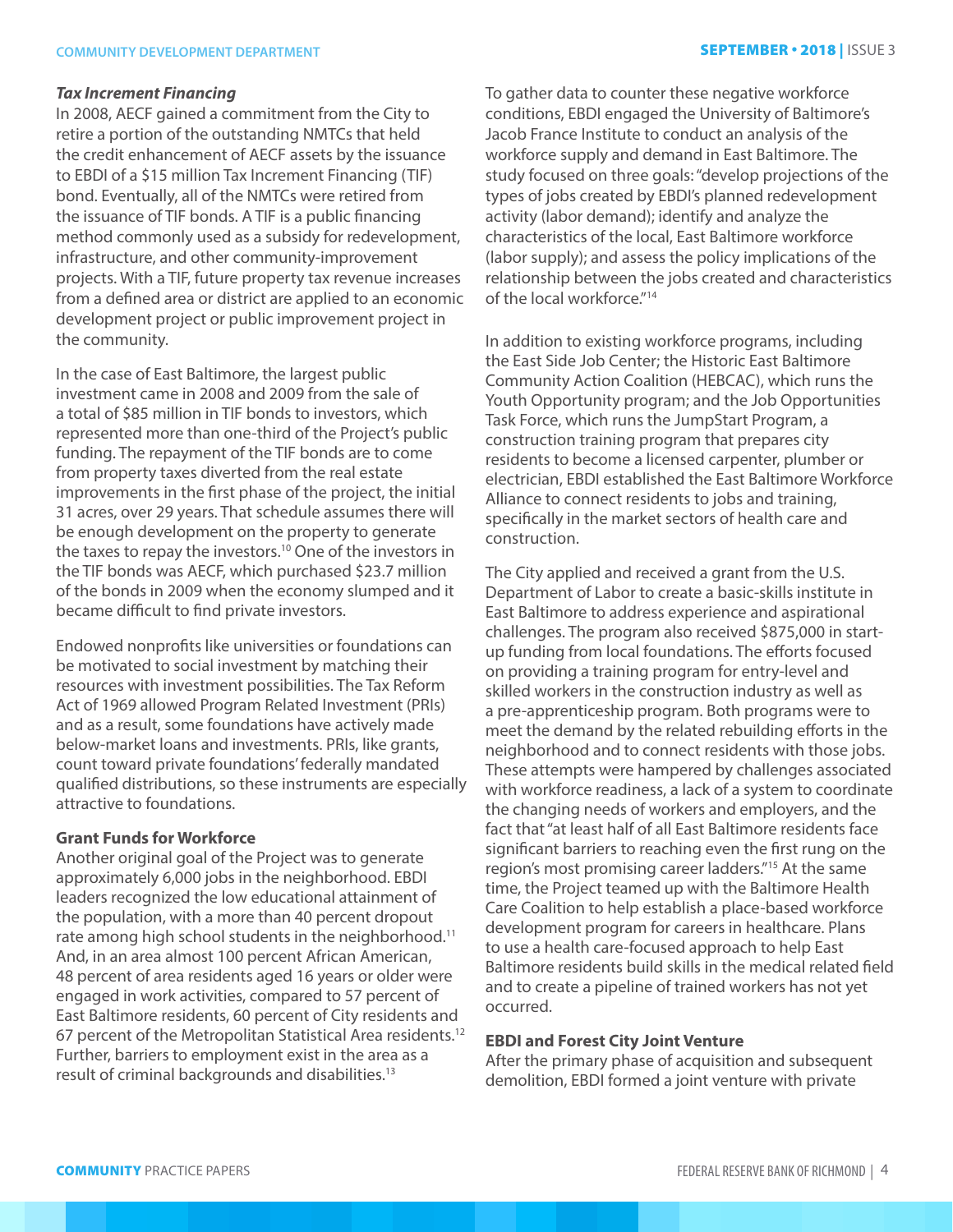### *Tax Increment Financing*

In 2008, AECF gained a commitment from the City to retire a portion of the outstanding NMTCs that held the credit enhancement of AECF assets by the issuance to EBDI of a $15 million Tax Increment Financing (TIF) bond. Eventually, all of the NMTCs were retired from the issuance of TIF bonds. A TIF is a public financing method commonly used as a subsidy for redevelopment, infrastructure, and other community-improvement projects. With a TIF, future property tax revenue increases from a defined area or district are applied to an economic development project or public improvement project in the community.

In the case of East Baltimore, the largest public investment came in 2008 and 2009 from the sale of a total of $85 million in TIF bonds to investors, which represented more than one-third of the Project's public funding. The repayment of the TIF bonds are to come from property taxes diverted from the real estate improvements in the first phase of the project, the initial 31 acres, over 29 years. That schedule assumes there will be enough development on the property to generate the taxes to repay the investors.[10] One of the investors in the TIF bonds was AECF, which purchased $23.7 million of the bonds in 2009 when the economy slumped and it became difficult to find private investors.

Endowed nonprofits like universities or foundations can be motivated to social investment by matching their resources with investment possibilities. The Tax Reform Act of 1969 allowed Program Related Investment (PRIs) and as a result, some foundations have actively made below-market loans and investments. PRIs, like grants, count toward private foundations' federally mandated qualified distributions, so these instruments are especially attractive to foundations.

### Grant Funds for Workforce

Another original goal of the Project was to generate approximately 6,000 jobs in the neighborhood. EBDI leaders recognized the low educational attainment of the population, with a more than 40 percent dropout rate among high school students in the neighborhood.[11] And, in an area almost 100 percent African American, 48 percent of area residents aged 16 years or older were engaged in work activities, compared to 57 percent of East Baltimore residents, 60 percent of City residents and 67 percent of the Metropolitan Statistical Area residents.[12] Further, barriers to employment exist in the area as a result of criminal backgrounds and disabilities.[13]

To gather data to counter these negative workforce conditions, EBDI engaged the University of Baltimore's Jacob France Institute to conduct an analysis of the workforce supply and demand in East Baltimore. The study focused on three goals: "develop projections of the types of jobs created by EBDI's planned redevelopment activity (labor demand); identify and analyze the characteristics of the local, East Baltimore workforce (labor supply); and assess the policy implications of the relationship between the jobs created and characteristics of the local workforce."[14]

In addition to existing workforce programs, including the East Side Job Center; the Historic East Baltimore Community Action Coalition (HEBCAC), which runs the Youth Opportunity program; and the Job Opportunities Task Force, which runs the JumpStart Program, a construction training program that prepares city residents to become a licensed carpenter, plumber or electrician, EBDI established the East Baltimore Workforce Alliance to connect residents to jobs and training, specifically in the market sectors of health care and construction.

The City applied and received a grant from the U.S. Department of Labor to create a basic-skills institute in East Baltimore to address experience and aspirational challenges. The program also received $875,000 in start-up funding from local foundations. The efforts focused on providing a training program for entry-level and skilled workers in the construction industry as well as a pre-apprenticeship program. Both programs were to meet the demand by the related rebuilding efforts in the neighborhood and to connect residents with those jobs. These attempts were hampered by challenges associated with workforce readiness, a lack of a system to coordinate the changing needs of workers and employers, and the fact that "at least half of all East Baltimore residents face significant barriers to reaching even the first rung on the region's most promising career ladders."[15] At the same time, the Project teamed up with the Baltimore Health Care Coalition to help establish a place-based workforce development program for careers in healthcare. Plans to use a health care-focused approach to help East Baltimore residents build skills in the medical related field and to create a pipeline of trained workers has not yet occurred.

### EBDI and Forest City Joint Venture

After the primary phase of acquisition and subsequent demolition, EBDI formed a joint venture with private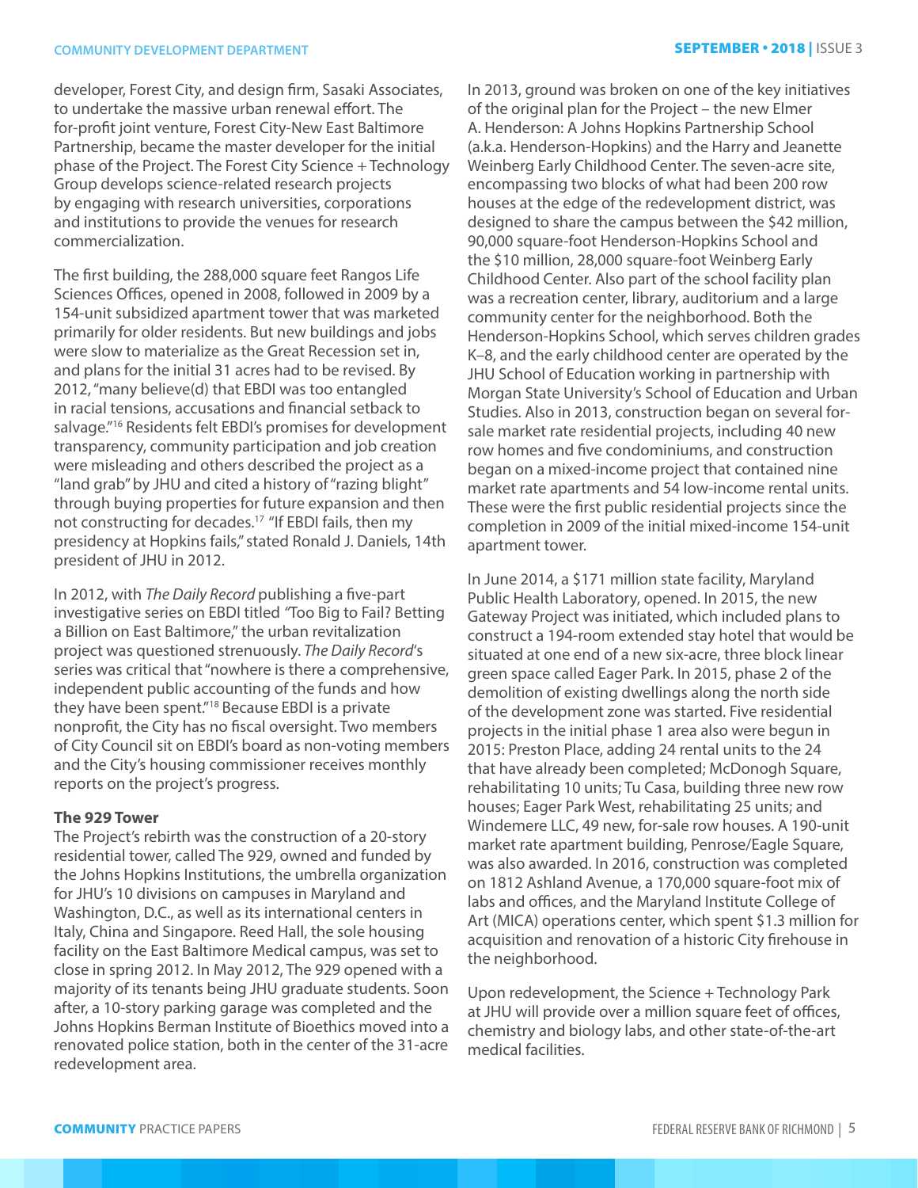developer, Forest City, and design firm, Sasaki Associates, to undertake the massive urban renewal effort. The for-profit joint venture, Forest City-New East Baltimore Partnership, became the master developer for the initial phase of the Project. The Forest City Science + Technology Group develops science-related research projects by engaging with research universities, corporations and institutions to provide the venues for research commercialization.

The first building, the 288,000 square feet Rangos Life Sciences Offices, opened in 2008, followed in 2009 by a 154-unit subsidized apartment tower that was marketed primarily for older residents. But new buildings and jobs were slow to materialize as the Great Recession set in, and plans for the initial 31 acres had to be revised. By 2012, "many believe(d) that EBDI was too entangled in racial tensions, accusations and financial setback to salvage."[16] Residents felt EBDI's promises for development transparency, community participation and job creation were misleading and others described the project as a "land grab" by JHU and cited a history of "razing blight" through buying properties for future expansion and then not constructing for decades.[17] "If EBDI fails, then my presidency at Hopkins fails," stated Ronald J. Daniels, 14th president of JHU in 2012.

In 2012, with *The Daily Record* publishing a five-part investigative series on EBDI titled *"*Too Big to Fail? Betting a Billion on East Baltimore," the urban revitalization project was questioned strenuously. *The Daily Record*'s series was critical that "nowhere is there a comprehensive, independent public accounting of the funds and how they have been spent."[18] Because EBDI is a private nonprofit, the City has no fiscal oversight. Two members of City Council sit on EBDI's board as non-voting members and the City's housing commissioner receives monthly reports on the project's progress.

**The 929 Tower**

The Project's rebirth was the construction of a 20-story residential tower, called The 929, owned and funded by the Johns Hopkins Institutions, the umbrella organization for JHU's 10 divisions on campuses in Maryland and Washington, D.C., as well as its international centers in Italy, China and Singapore. Reed Hall, the sole housing facility on the East Baltimore Medical campus, was set to close in spring 2012. In May 2012, The 929 opened with a majority of its tenants being JHU graduate students. Soon after, a 10-story parking garage was completed and the Johns Hopkins Berman Institute of Bioethics moved into a renovated police station, both in the center of the 31-acre redevelopment area.

In 2013, ground was broken on one of the key initiatives of the original plan for the Project – the new Elmer A. Henderson: A Johns Hopkins Partnership School (a.k.a. Henderson-Hopkins) and the Harry and Jeanette Weinberg Early Childhood Center. The seven-acre site, encompassing two blocks of what had been 200 row houses at the edge of the redevelopment district, was designed to share the campus between the $42 million, 90,000 square-foot Henderson-Hopkins School and the $10 million, 28,000 square-foot Weinberg Early Childhood Center. Also part of the school facility plan was a recreation center, library, auditorium and a large community center for the neighborhood. Both the Henderson-Hopkins School, which serves children grades K–8, and the early childhood center are operated by the JHU School of Education working in partnership with Morgan State University's School of Education and Urban Studies. Also in 2013, construction began on several for-sale market rate residential projects, including 40 new row homes and five condominiums, and construction began on a mixed-income project that contained nine market rate apartments and 54 low-income rental units. These were the first public residential projects since the completion in 2009 of the initial mixed-income 154-unit apartment tower.

In June 2014, a $171 million state facility, Maryland Public Health Laboratory, opened. In 2015, the new Gateway Project was initiated, which included plans to construct a 194-room extended stay hotel that would be situated at one end of a new six-acre, three block linear green space called Eager Park. In 2015, phase 2 of the demolition of existing dwellings along the north side of the development zone was started. Five residential projects in the initial phase 1 area also were begun in 2015: Preston Place, adding 24 rental units to the 24 that have already been completed; McDonogh Square, rehabilitating 10 units; Tu Casa, building three new row houses; Eager Park West, rehabilitating 25 units; and Windemere LLC, 49 new, for-sale row houses. A 190-unit market rate apartment building, Penrose/Eagle Square, was also awarded. In 2016, construction was completed on 1812 Ashland Avenue, a 170,000 square-foot mix of labs and offices, and the Maryland Institute College of Art (MICA) operations center, which spent $1.3 million for acquisition and renovation of a historic City firehouse in the neighborhood.

Upon redevelopment, the Science + Technology Park at JHU will provide over a million square feet of offices, chemistry and biology labs, and other state-of-the-art medical facilities.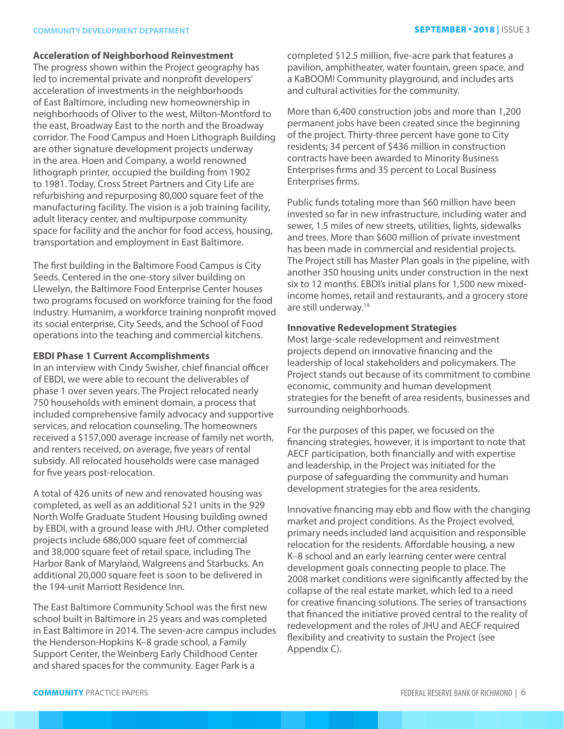### Acceleration of Neighborhood Reinvestment

The progress shown within the Project geography has led to incremental private and nonprofit developers' acceleration of investments in the neighborhoods of East Baltimore, including new homeownership in neighborhoods of Oliver to the west, Milton-Montford to the east, Broadway East to the north and the Broadway corridor. The Food Campus and Hoen Lithograph Building are other signature development projects underway in the area. Hoen and Company, a world renowned lithograph printer, occupied the building from 1902 to 1981. Today, Cross Street Partners and City Life are refurbishing and repurposing 80,000 square feet of the manufacturing facility. The vision is a job training facility, adult literacy center, and multipurpose community space for facility and the anchor for food access, housing, transportation and employment in East Baltimore.

The first building in the Baltimore Food Campus is City Seeds. Centered in the one-story silver building on Llewelyn, the Baltimore Food Enterprise Center houses two programs focused on workforce training for the food industry. Humanim, a workforce training nonprofit moved its social enterprise, City Seeds, and the School of Food operations into the teaching and commercial kitchens.

### EBDI Phase 1 Current Accomplishments

In an interview with Cindy Swisher, chief financial officer of EBDI, we were able to recount the deliverables of phase 1 over seven years. The Project relocated nearly 750 households with eminent domain, a process that included comprehensive family advocacy and supportive services, and relocation counseling. The homeowners received a $157,000 average increase of family net worth, and renters received, on average, five years of rental subsidy. All relocated households were case managed for five years post-relocation.

A total of 426 units of new and renovated housing was completed, as well as an additional 521 units in the 929 North Wolfe Graduate Student Housing building owned by EBDI, with a ground lease with JHU. Other completed projects include 686,000 square feet of commercial and 38,000 square feet of retail space, including The Harbor Bank of Maryland, Walgreens and Starbucks. An additional 20,000 square feet is soon to be delivered in the 194-unit Marriott Residence Inn.

The East Baltimore Community School was the first new school built in Baltimore in 25 years and was completed in East Baltimore in 2014. The seven-acre campus includes the Henderson-Hopkins K–8 grade school, a Family Support Center, the Weinberg Early Childhood Center and shared spaces for the community. Eager Park is a completed $12.5 million, five-acre park that features a pavilion, amphitheater, water fountain, green space, and a KaBOOM! Community playground, and includes arts and cultural activities for the community.

More than 6,400 construction jobs and more than 1,200 permanent jobs have been created since the beginning of the project. Thirty-three percent have gone to City residents; 34 percent of $436 million in construction contracts have been awarded to Minority Business Enterprises firms and 35 percent to Local Business Enterprises firms.

Public funds totaling more than $60 million have been invested so far in new infrastructure, including water and sewer, 1.5 miles of new streets, utilities, lights, sidewalks and trees. More than $600 million of private investment has been made in commercial and residential projects. The Project still has Master Plan goals in the pipeline, with another 350 housing units under construction in the next six to 12 months. EBDI's initial plans for 1,500 new mixed-income homes, retail and restaurants, and a grocery store are still underway.[19]

### Innovative Redevelopment Strategies

Most large-scale redevelopment and reinvestment projects depend on innovative financing and the leadership of local stakeholders and policymakers. The Project stands out because of its commitment to combine economic, community and human development strategies for the benefit of area residents, businesses and surrounding neighborhoods.

For the purposes of this paper, we focused on the financing strategies, however, it is important to note that AECF participation, both financially and with expertise and leadership, in the Project was initiated for the purpose of safeguarding the community and human development strategies for the area residents.

Innovative financing may ebb and flow with the changing market and project conditions. As the Project evolved, primary needs included land acquisition and responsible relocation for the residents. Affordable housing, a new K–8 school and an early learning center were central development goals connecting people to place. The 2008 market conditions were significantly affected by the collapse of the real estate market, which led to a need for creative financing solutions. The series of transactions that financed the initiative proved central to the reality of redevelopment and the roles of JHU and AECF required flexibility and creativity to sustain the Project (see Appendix C).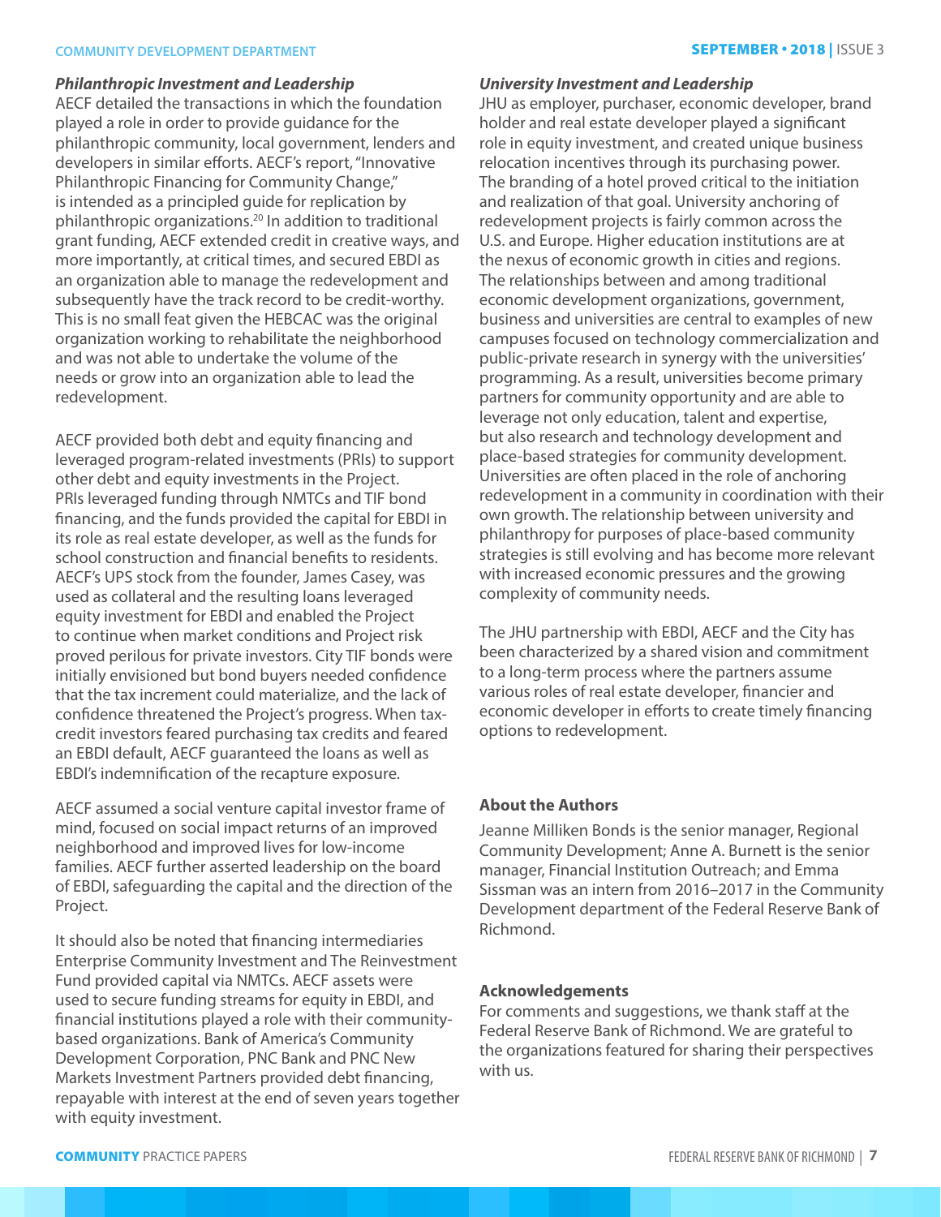### *Philanthropic Investment and Leadership*

AECF detailed the transactions in which the foundation played a role in order to provide guidance for the philanthropic community, local government, lenders and developers in similar efforts. AECF's report, "Innovative Philanthropic Financing for Community Change," is intended as a principled guide for replication by philanthropic organizations.[20] In addition to traditional grant funding, AECF extended credit in creative ways, and more importantly, at critical times, and secured EBDI as an organization able to manage the redevelopment and subsequently have the track record to be credit-worthy. This is no small feat given the HEBCAC was the original organization working to rehabilitate the neighborhood and was not able to undertake the volume of the needs or grow into an organization able to lead the redevelopment.

AECF provided both debt and equity financing and leveraged program-related investments (PRIs) to support other debt and equity investments in the Project. PRIs leveraged funding through NMTCs and TIF bond financing, and the funds provided the capital for EBDI in its role as real estate developer, as well as the funds for school construction and financial benefits to residents. AECF's UPS stock from the founder, James Casey, was used as collateral and the resulting loans leveraged equity investment for EBDI and enabled the Project to continue when market conditions and Project risk proved perilous for private investors. City TIF bonds were initially envisioned but bond buyers needed confidence that the tax increment could materialize, and the lack of confidence threatened the Project's progress. When tax-credit investors feared purchasing tax credits and feared an EBDI default, AECF guaranteed the loans as well as EBDI's indemnification of the recapture exposure.

AECF assumed a social venture capital investor frame of mind, focused on social impact returns of an improved neighborhood and improved lives for low-income families. AECF further asserted leadership on the board of EBDI, safeguarding the capital and the direction of the Project.

It should also be noted that financing intermediaries Enterprise Community Investment and The Reinvestment Fund provided capital via NMTCs. AECF assets were used to secure funding streams for equity in EBDI, and financial institutions played a role with their community-based organizations. Bank of America's Community Development Corporation, PNC Bank and PNC New Markets Investment Partners provided debt financing, repayable with interest at the end of seven years together with equity investment.

### *University Investment and Leadership*

JHU as employer, purchaser, economic developer, brand holder and real estate developer played a significant role in equity investment, and created unique business relocation incentives through its purchasing power. The branding of a hotel proved critical to the initiation and realization of that goal. University anchoring of redevelopment projects is fairly common across the U.S. and Europe. Higher education institutions are at the nexus of economic growth in cities and regions. The relationships between and among traditional economic development organizations, government, business and universities are central to examples of new campuses focused on technology commercialization and public-private research in synergy with the universities' programming. As a result, universities become primary partners for community opportunity and are able to leverage not only education, talent and expertise, but also research and technology development and place-based strategies for community development. Universities are often placed in the role of anchoring redevelopment in a community in coordination with their own growth. The relationship between university and philanthropy for purposes of place-based community strategies is still evolving and has become more relevant with increased economic pressures and the growing complexity of community needs.

The JHU partnership with EBDI, AECF and the City has been characterized by a shared vision and commitment to a long-term process where the partners assume various roles of real estate developer, financier and economic developer in efforts to create timely financing options to redevelopment.

### About the Authors

Jeanne Milliken Bonds is the senior manager, Regional Community Development; Anne A. Burnett is the senior manager, Financial Institution Outreach; and Emma Sissman was an intern from 2016–2017 in the Community Development department of the Federal Reserve Bank of Richmond.

### Acknowledgements

For comments and suggestions, we thank staff at the Federal Reserve Bank of Richmond. We are grateful to the organizations featured for sharing their perspectives with us.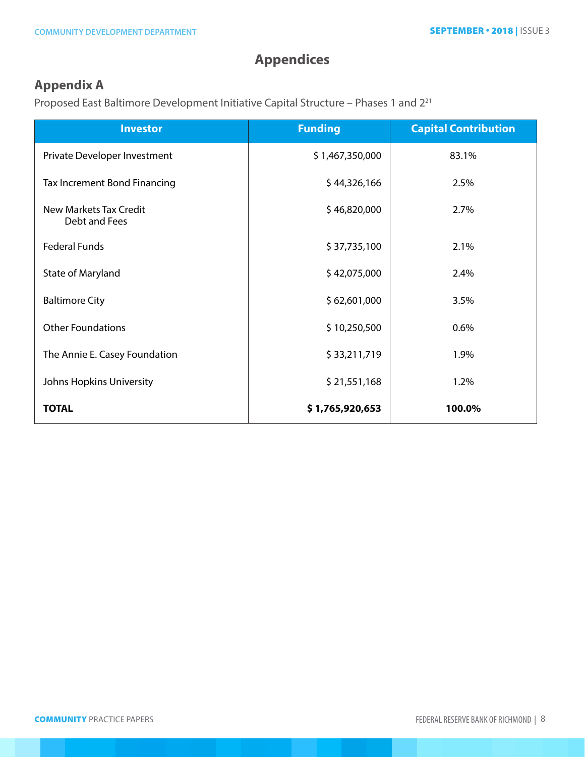# Appendices

## Appendix A

Proposed East Baltimore Development Initiative Capital Structure – Phases 1 and 2[21]

| Investor | Funding | Capital Contribution |
|---|---|---|
| Private Developer Investment | $ 1,467,350,000 | 83.1% |
| Tax Increment Bond Financing | $ 44,326,166 | 2.5% |
| New Markets Tax Credit Debt and Fees | $ 46,820,000 | 2.7% |
| Federal Funds | $ 37,735,100 | 2.1% |
| State of Maryland | $ 42,075,000 | 2.4% |
| Baltimore City | $ 62,601,000 | 3.5% |
| Other Foundations | $ 10,250,500 | 0.6% |
| The Annie E. Casey Foundation | $ 33,211,719 | 1.9% |
| Johns Hopkins University | $ 21,551,168 | 1.2% |
| **TOTAL** | **$ 1,765,920,653** | **100.0%** |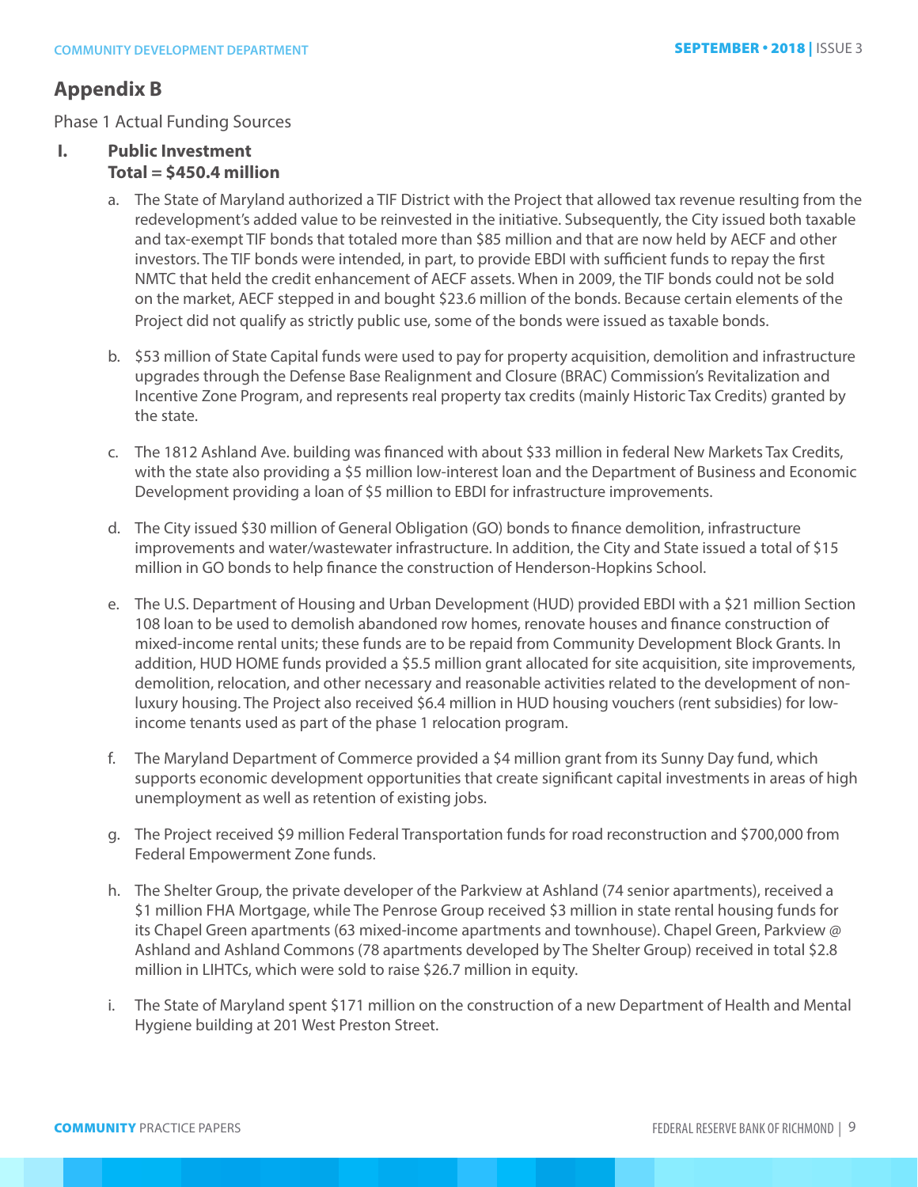## Appendix B

Phase 1 Actual Funding Sources

I. **Public Investment**
   **Total = $450.4 million**

   a. The State of Maryland authorized a TIF District with the Project that allowed tax revenue resulting from the redevelopment's added value to be reinvested in the initiative. Subsequently, the City issued both taxable and tax-exempt TIF bonds that totaled more than $85 million and that are now held by AECF and other investors. The TIF bonds were intended, in part, to provide EBDI with sufficient funds to repay the first NMTC that held the credit enhancement of AECF assets. When in 2009, the TIF bonds could not be sold on the market, AECF stepped in and bought $23.6 million of the bonds. Because certain elements of the Project did not qualify as strictly public use, some of the bonds were issued as taxable bonds.

   b. $53 million of State Capital funds were used to pay for property acquisition, demolition and infrastructure upgrades through the Defense Base Realignment and Closure (BRAC) Commission's Revitalization and Incentive Zone Program, and represents real property tax credits (mainly Historic Tax Credits) granted by the state.

   c. The 1812 Ashland Ave. building was financed with about $33 million in federal New Markets Tax Credits, with the state also providing a $5 million low-interest loan and the Department of Business and Economic Development providing a loan of $5 million to EBDI for infrastructure improvements.

   d. The City issued $30 million of General Obligation (GO) bonds to finance demolition, infrastructure improvements and water/wastewater infrastructure. In addition, the City and State issued a total of $15 million in GO bonds to help finance the construction of Henderson-Hopkins School.

   e. The U.S. Department of Housing and Urban Development (HUD) provided EBDI with a $21 million Section 108 loan to be used to demolish abandoned row homes, renovate houses and finance construction of mixed-income rental units; these funds are to be repaid from Community Development Block Grants. In addition, HUD HOME funds provided a $5.5 million grant allocated for site acquisition, site improvements, demolition, relocation, and other necessary and reasonable activities related to the development of non-luxury housing. The Project also received $6.4 million in HUD housing vouchers (rent subsidies) for low-income tenants used as part of the phase 1 relocation program.

   f. The Maryland Department of Commerce provided a $4 million grant from its Sunny Day fund, which supports economic development opportunities that create significant capital investments in areas of high unemployment as well as retention of existing jobs.

   g. The Project received $9 million Federal Transportation funds for road reconstruction and $700,000 from Federal Empowerment Zone funds.

   h. The Shelter Group, the private developer of the Parkview at Ashland (74 senior apartments), received a $1 million FHA Mortgage, while The Penrose Group received $3 million in state rental housing funds for its Chapel Green apartments (63 mixed-income apartments and townhouse). Chapel Green, Parkview @ Ashland and Ashland Commons (78 apartments developed by The Shelter Group) received in total $2.8 million in LIHTCs, which were sold to raise $26.7 million in equity.

   i. The State of Maryland spent $171 million on the construction of a new Department of Health and Mental Hygiene building at 201 West Preston Street.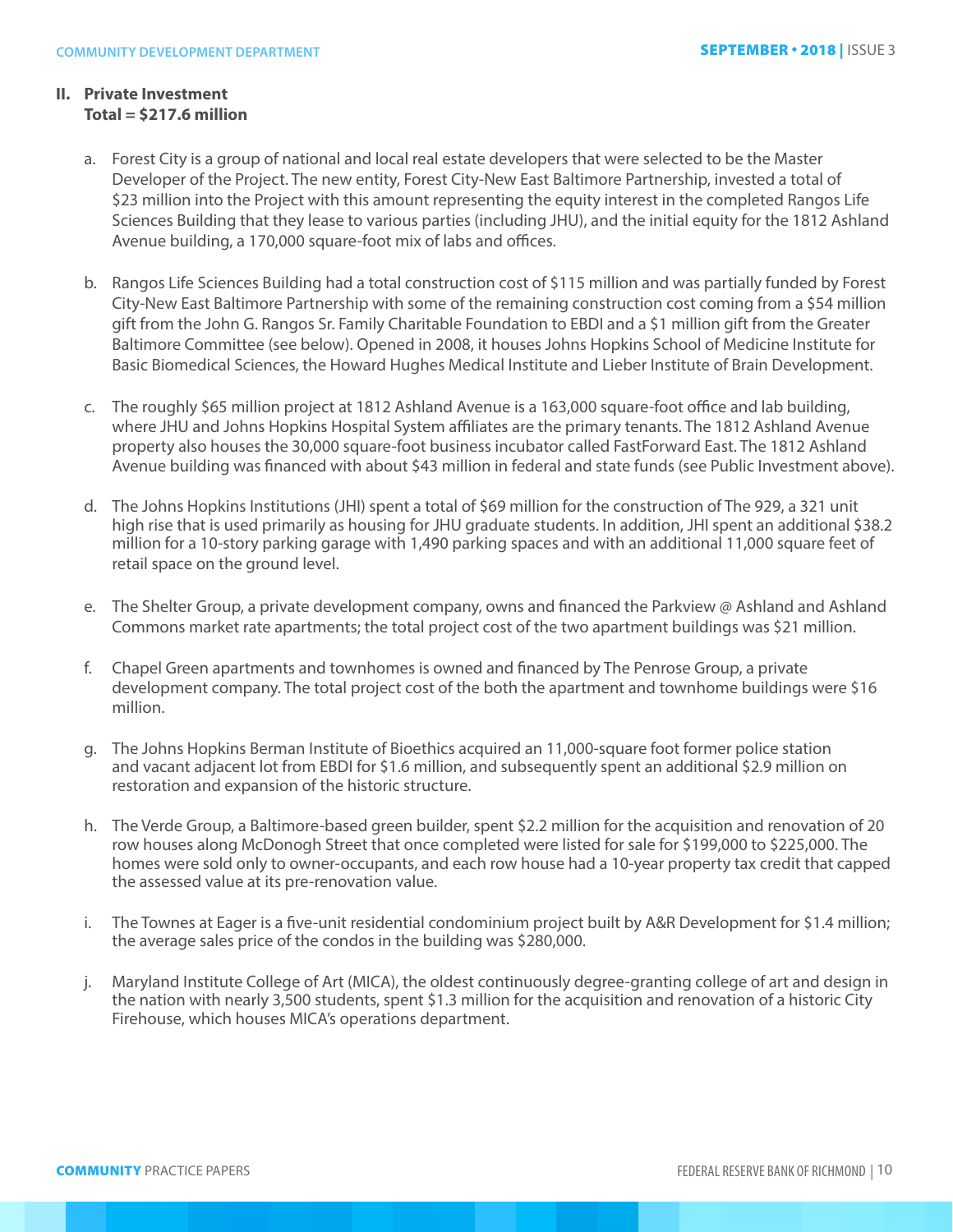## II. Private Investment
**Total = $217.6 million**

a. Forest City is a group of national and local real estate developers that were selected to be the Master Developer of the Project. The new entity, Forest City-New East Baltimore Partnership, invested a total of $23 million into the Project with this amount representing the equity interest in the completed Rangos Life Sciences Building that they lease to various parties (including JHU), and the initial equity for the 1812 Ashland Avenue building, a 170,000 square-foot mix of labs and offices.

b. Rangos Life Sciences Building had a total construction cost of $115 million and was partially funded by Forest City-New East Baltimore Partnership with some of the remaining construction cost coming from a $54 million gift from the John G. Rangos Sr. Family Charitable Foundation to EBDI and a $1 million gift from the Greater Baltimore Committee (see below). Opened in 2008, it houses Johns Hopkins School of Medicine Institute for Basic Biomedical Sciences, the Howard Hughes Medical Institute and Lieber Institute of Brain Development.

c. The roughly $65 million project at 1812 Ashland Avenue is a 163,000 square-foot office and lab building, where JHU and Johns Hopkins Hospital System affiliates are the primary tenants. The 1812 Ashland Avenue property also houses the 30,000 square-foot business incubator called FastForward East. The 1812 Ashland Avenue building was financed with about $43 million in federal and state funds (see Public Investment above).

d. The Johns Hopkins Institutions (JHI) spent a total of $69 million for the construction of The 929, a 321 unit high rise that is used primarily as housing for JHU graduate students. In addition, JHI spent an additional $38.2 million for a 10-story parking garage with 1,490 parking spaces and with an additional 11,000 square feet of retail space on the ground level.

e. The Shelter Group, a private development company, owns and financed the Parkview @ Ashland and Ashland Commons market rate apartments; the total project cost of the two apartment buildings was $21 million.

f. Chapel Green apartments and townhomes is owned and financed by The Penrose Group, a private development company. The total project cost of the both the apartment and townhome buildings were $16 million.

g. The Johns Hopkins Berman Institute of Bioethics acquired an 11,000-square foot former police station and vacant adjacent lot from EBDI for $1.6 million, and subsequently spent an additional $2.9 million on restoration and expansion of the historic structure.

h. The Verde Group, a Baltimore-based green builder, spent $2.2 million for the acquisition and renovation of 20 row houses along McDonogh Street that once completed were listed for sale for $199,000 to $225,000. The homes were sold only to owner-occupants, and each row house had a 10-year property tax credit that capped the assessed value at its pre-renovation value.

i. The Townes at Eager is a five-unit residential condominium project built by A&R Development for $1.4 million; the average sales price of the condos in the building was $280,000.

j. Maryland Institute College of Art (MICA), the oldest continuously degree-granting college of art and design in the nation with nearly 3,500 students, spent $1.3 million for the acquisition and renovation of a historic City Firehouse, which houses MICA's operations department.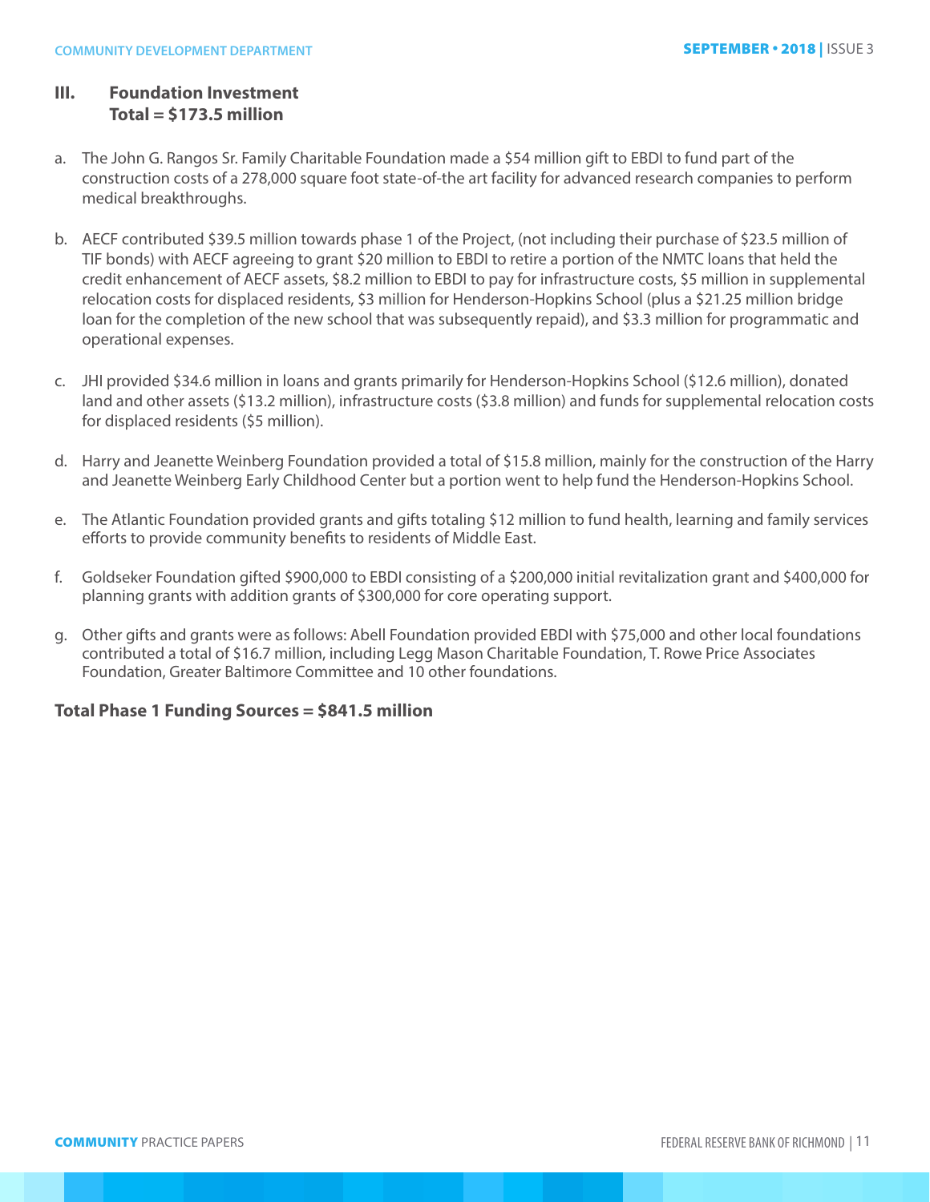### III. Foundation Investment
### Total = $173.5 million

a. The John G. Rangos Sr. Family Charitable Foundation made a $54 million gift to EBDI to fund part of the construction costs of a 278,000 square foot state-of-the art facility for advanced research companies to perform medical breakthroughs.

b. AECF contributed $39.5 million towards phase 1 of the Project, (not including their purchase of $23.5 million of TIF bonds) with AECF agreeing to grant $20 million to EBDI to retire a portion of the NMTC loans that held the credit enhancement of AECF assets, $8.2 million to EBDI to pay for infrastructure costs, $5 million in supplemental relocation costs for displaced residents, $3 million for Henderson-Hopkins School (plus a $21.25 million bridge loan for the completion of the new school that was subsequently repaid), and $3.3 million for programmatic and operational expenses.

c. JHI provided $34.6 million in loans and grants primarily for Henderson-Hopkins School ($12.6 million), donated land and other assets ($13.2 million), infrastructure costs ($3.8 million) and funds for supplemental relocation costs for displaced residents ($5 million).

d. Harry and Jeanette Weinberg Foundation provided a total of $15.8 million, mainly for the construction of the Harry and Jeanette Weinberg Early Childhood Center but a portion went to help fund the Henderson-Hopkins School.

e. The Atlantic Foundation provided grants and gifts totaling $12 million to fund health, learning and family services efforts to provide community benefits to residents of Middle East.

f. Goldseker Foundation gifted $900,000 to EBDI consisting of a $200,000 initial revitalization grant and $400,000 for planning grants with addition grants of $300,000 for core operating support.

g. Other gifts and grants were as follows: Abell Foundation provided EBDI with $75,000 and other local foundations contributed a total of $16.7 million, including Legg Mason Charitable Foundation, T. Rowe Price Associates Foundation, Greater Baltimore Committee and 10 other foundations.

**Total Phase 1 Funding Sources = $841.5 million**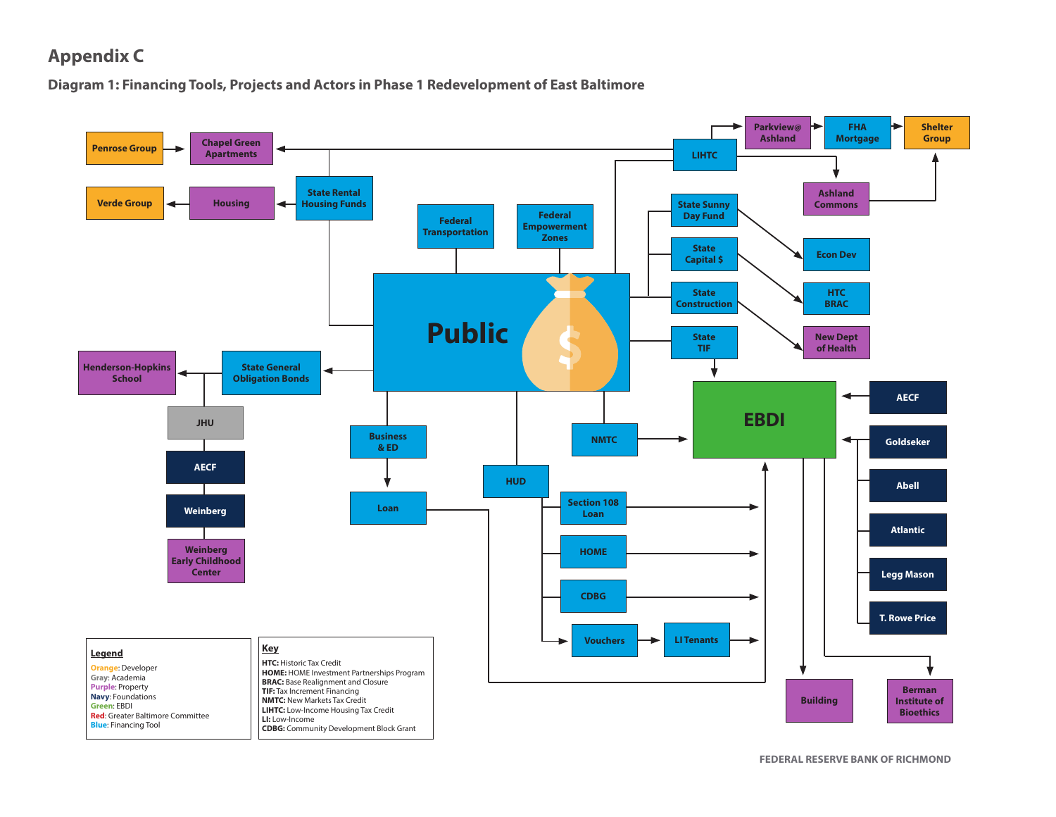# Appendix C

## Diagram 1: Financing Tools, Projects and Actors in Phase 1 Redevelopment of East Baltimore

Penrose Group → Chapel Green Apartments

Verde Group ← Housing ← State Rental Housing Funds

Federal Transportation

Federal Empowerment Zones

Public

LIHTC → Parkview@ Ashland → FHA Mortgage → Shelter Group

LIHTC → Ashland Commons → Shelter Group

State Sunny Day Fund → Econ Dev

State Capital $ → HTC BRAC

State Construction → New Dept of Health

State TIF → EBDI

Henderson-Hopkins School ← State General Obligation Bonds

JHU

AECF

Weinberg

Weinberg Early Childhood Center

Business & ED → Loan → EBDI

NMTC → EBDI

HUD

Section 108 Loan →

HOME →

CDBG →

Vouchers → LI Tenants →

EBDI

AECF →

Goldseker →

Abell

Atlantic

Legg Mason

T. Rowe Price

EBDI → Building

EBDI → Berman Institute of Bioethics

**Legend**

Orange: Developer
Gray: Academia
Purple: Property
Navy: Foundations
Green: EBDI
Red: Greater Baltimore Committee
Blue: Financing Tool

**Key**

**HTC:** Historic Tax Credit
**HOME:** HOME Investment Partnerships Program
**BRAC:** Base Realignment and Closure
**TIF:** Tax Increment Financing
**NMTC:** New Markets Tax Credit
**LIHTC:** Low-Income Housing Tax Credit
**LI:** Low-Income
**CDBG:** Community Development Block Grant

FEDERAL RESERVE BANK OF RICHMOND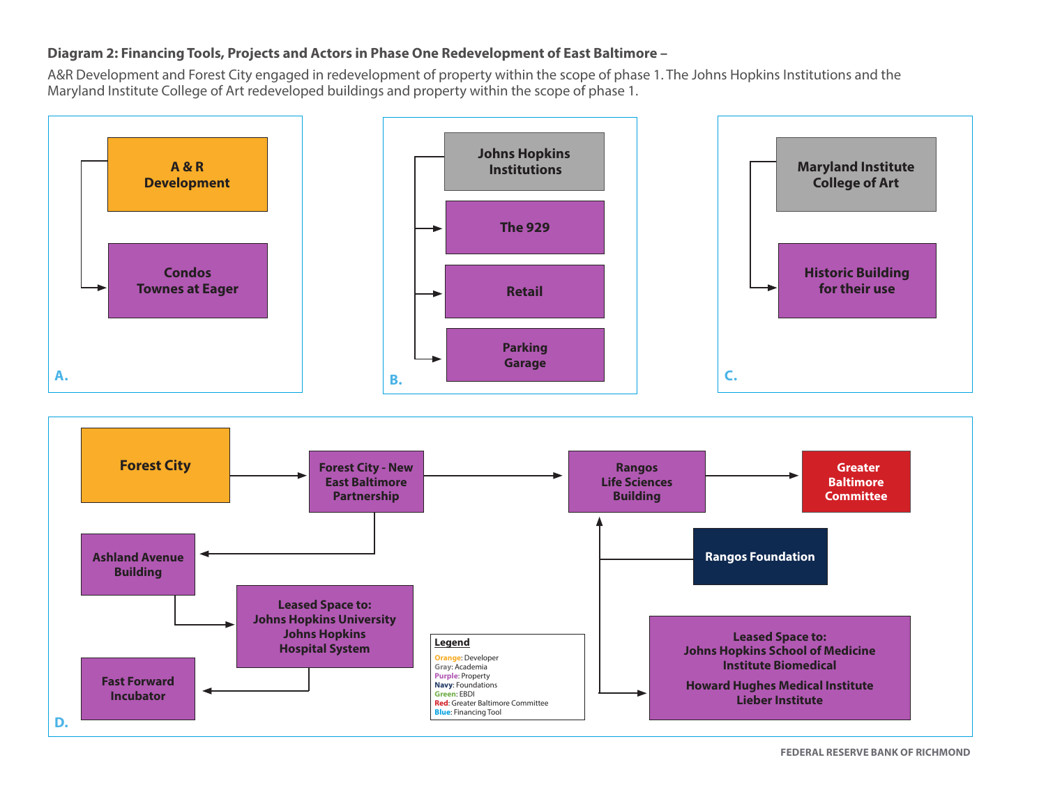**Diagram 2: Financing Tools, Projects and Actors in Phase One Redevelopment of East Baltimore –**

A&R Development and Forest City engaged in redevelopment of property within the scope of phase 1. The Johns Hopkins Institutions and the Maryland Institute College of Art redeveloped buildings and property within the scope of phase 1.

**A.**

- A & R Development
  - → Condos Townes at Eager

**B.**

- Johns Hopkins Institutions
  - → The 929
  - → Retail
  - → Parking Garage

**C.**

- Maryland Institute College of Art
  - → Historic Building for their use

**D.**

- Forest City → Forest City - New East Baltimore Partnership → Rangos Life Sciences Building → Greater Baltimore Committee
- Forest City - New East Baltimore Partnership → Ashland Avenue Building → Leased Space to: Johns Hopkins University, Johns Hopkins Hospital System → Fast Forward Incubator
- Rangos Foundation → Rangos Life Sciences Building
- Rangos Foundation → Leased Space to: Johns Hopkins School of Medicine Institute Biomedical, Howard Hughes Medical Institute, Lieber Institute

**Legend**

- Orange: Developer
- Gray: Academia
- Purple: Property
- Navy: Foundations
- Green: EBDI
- Red: Greater Baltimore Committee
- Blue: Financing Tool

FEDERAL RESERVE BANK OF RICHMOND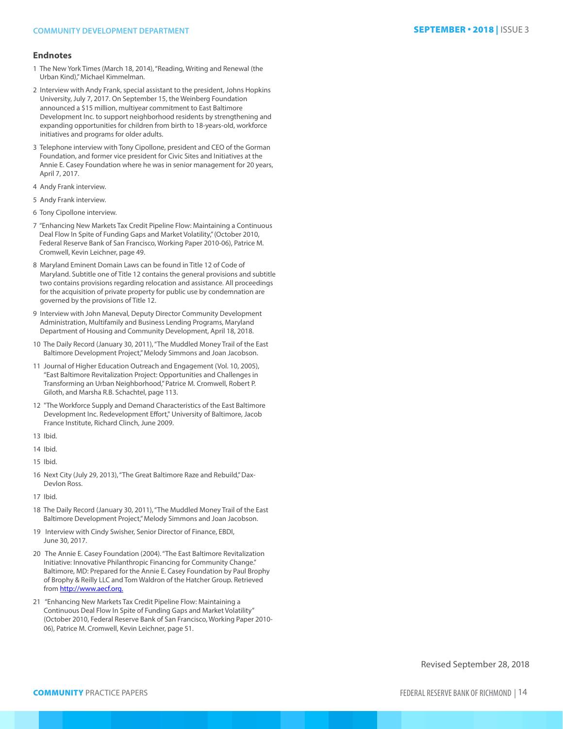## Endnotes

1 The New York Times (March 18, 2014), "Reading, Writing and Renewal (the Urban Kind)," Michael Kimmelman.

2 Interview with Andy Frank, special assistant to the president, Johns Hopkins University, July 7, 2017. On September 15, the Weinberg Foundation announced a $15 million, multiyear commitment to East Baltimore Development Inc. to support neighborhood residents by strengthening and expanding opportunities for children from birth to 18-years-old, workforce initiatives and programs for older adults.

3 Telephone interview with Tony Cipollone, president and CEO of the Gorman Foundation, and former vice president for Civic Sites and Initiatives at the Annie E. Casey Foundation where he was in senior management for 20 years, April 7, 2017.

4 Andy Frank interview.

5 Andy Frank interview.

6 Tony Cipollone interview.

7 "Enhancing New Markets Tax Credit Pipeline Flow: Maintaining a Continuous Deal Flow In Spite of Funding Gaps and Market Volatility," (October 2010, Federal Reserve Bank of San Francisco, Working Paper 2010-06), Patrice M. Cromwell, Kevin Leichner, page 49.

8 Maryland Eminent Domain Laws can be found in Title 12 of Code of Maryland. Subtitle one of Title 12 contains the general provisions and subtitle two contains provisions regarding relocation and assistance. All proceedings for the acquisition of private property for public use by condemnation are governed by the provisions of Title 12.

9 Interview with John Maneval, Deputy Director Community Development Administration, Multifamily and Business Lending Programs, Maryland Department of Housing and Community Development, April 18, 2018.

10 The Daily Record (January 30, 2011), "The Muddled Money Trail of the East Baltimore Development Project," Melody Simmons and Joan Jacobson.

11 Journal of Higher Education Outreach and Engagement (Vol. 10, 2005), "East Baltimore Revitalization Project: Opportunities and Challenges in Transforming an Urban Neighborhood," Patrice M. Cromwell, Robert P. Giloth, and Marsha R.B. Schachtel, page 113.

12 "The Workforce Supply and Demand Characteristics of the East Baltimore Development Inc. Redevelopment Effort," University of Baltimore, Jacob France Institute, Richard Clinch, June 2009.

13 Ibid.

14 Ibid.

15 Ibid.

16 Next City (July 29, 2013), "The Great Baltimore Raze and Rebuild," Dax-Devlon Ross.

17 Ibid.

18 The Daily Record (January 30, 2011), "The Muddled Money Trail of the East Baltimore Development Project," Melody Simmons and Joan Jacobson.

19 Interview with Cindy Swisher, Senior Director of Finance, EBDI, June 30, 2017.

20 The Annie E. Casey Foundation (2004). "The East Baltimore Revitalization Initiative: Innovative Philanthropic Financing for Community Change." Baltimore, MD: Prepared for the Annie E. Casey Foundation by Paul Brophy of Brophy & Reilly LLC and Tom Waldron of the Hatcher Group. Retrieved from http://www.aecf.org.

21 "Enhancing New Markets Tax Credit Pipeline Flow: Maintaining a Continuous Deal Flow In Spite of Funding Gaps and Market Volatility" (October 2010, Federal Reserve Bank of San Francisco, Working Paper 2010-06), Patrice M. Cromwell, Kevin Leichner, page 51.

Revised September 28, 2018